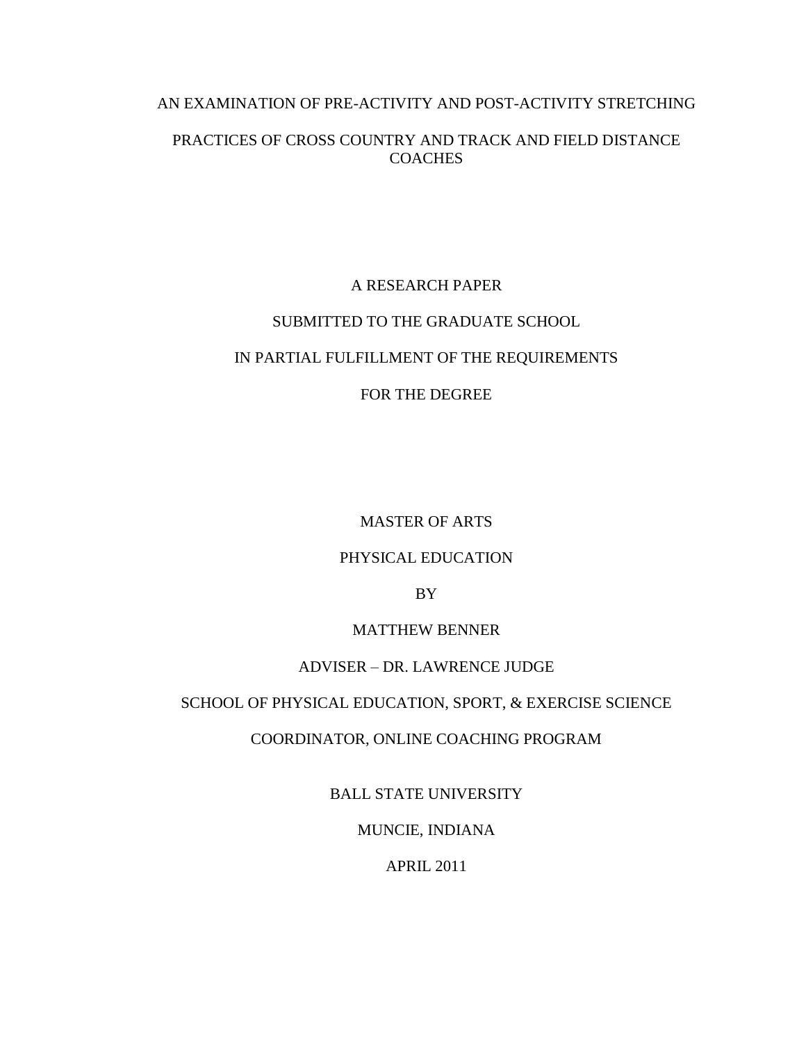# AN EXAMINATION OF PRE-ACTIVITY AND POST-ACTIVITY STRETCHING PRACTICES OF CROSS COUNTRY AND TRACK AND FIELD DISTANCE COACHES

A RESEARCH PAPER

SUBMITTED TO THE GRADUATE SCHOOL

IN PARTIAL FULFILLMENT OF THE REQUIREMENTS

FOR THE DEGREE

MASTER OF ARTS

PHYSICAL EDUCATION

BY

MATTHEW BENNER

ADVISER – DR. LAWRENCE JUDGE

SCHOOL OF PHYSICAL EDUCATION, SPORT, & EXERCISE SCIENCE

COORDINATOR, ONLINE COACHING PROGRAM

BALL STATE UNIVERSITY

MUNCIE, INDIANA

APRIL 2011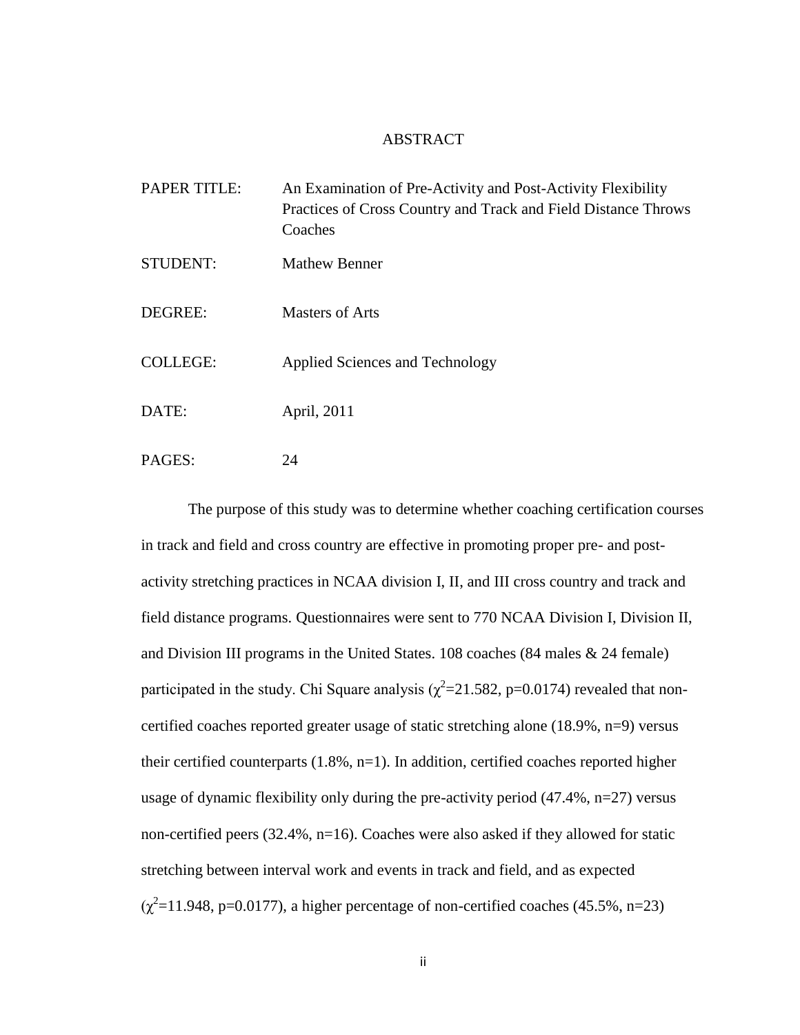# ABSTRACT

PAPER TITLE: An Examination of Pre-Activity and Post-Activity Flexibility Practices of Cross Country and Track and Field Distance Throws Coaches

STUDENT: Mathew Benner

DEGREE: Masters of Arts

COLLEGE: Applied Sciences and Technology

DATE: April, 2011

PAGES: 24

The purpose of this study was to determine whether coaching certification courses in track and field and cross country are effective in promoting proper pre- and post-activity stretching practices in NCAA division I, II, and III cross country and track and field distance programs. Questionnaires were sent to 770 NCAA Division I, Division II, and Division III programs in the United States. 108 coaches (84 males & 24 female) participated in the study. Chi Square analysis ($\chi^2$=21.582, p=0.0174) revealed that non-certified coaches reported greater usage of static stretching alone (18.9%, n=9) versus their certified counterparts (1.8%, n=1). In addition, certified coaches reported higher usage of dynamic flexibility only during the pre-activity period (47.4%, n=27) versus non-certified peers (32.4%, n=16). Coaches were also asked if they allowed for static stretching between interval work and events in track and field, and as expected ($\chi^2$=11.948, p=0.0177), a higher percentage of non-certified coaches (45.5%, n=23)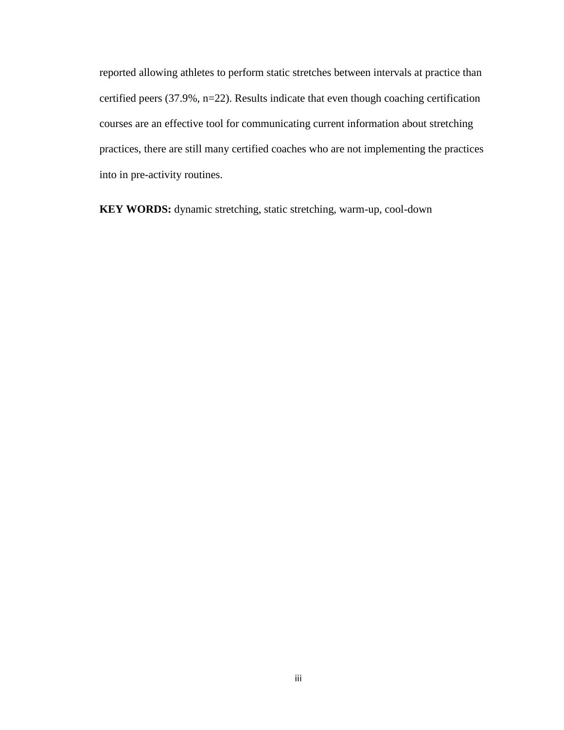reported allowing athletes to perform static stretches between intervals at practice than certified peers (37.9%, n=22). Results indicate that even though coaching certification courses are an effective tool for communicating current information about stretching practices, there are still many certified coaches who are not implementing the practices into in pre-activity routines.

**KEY WORDS:** dynamic stretching, static stretching, warm-up, cool-down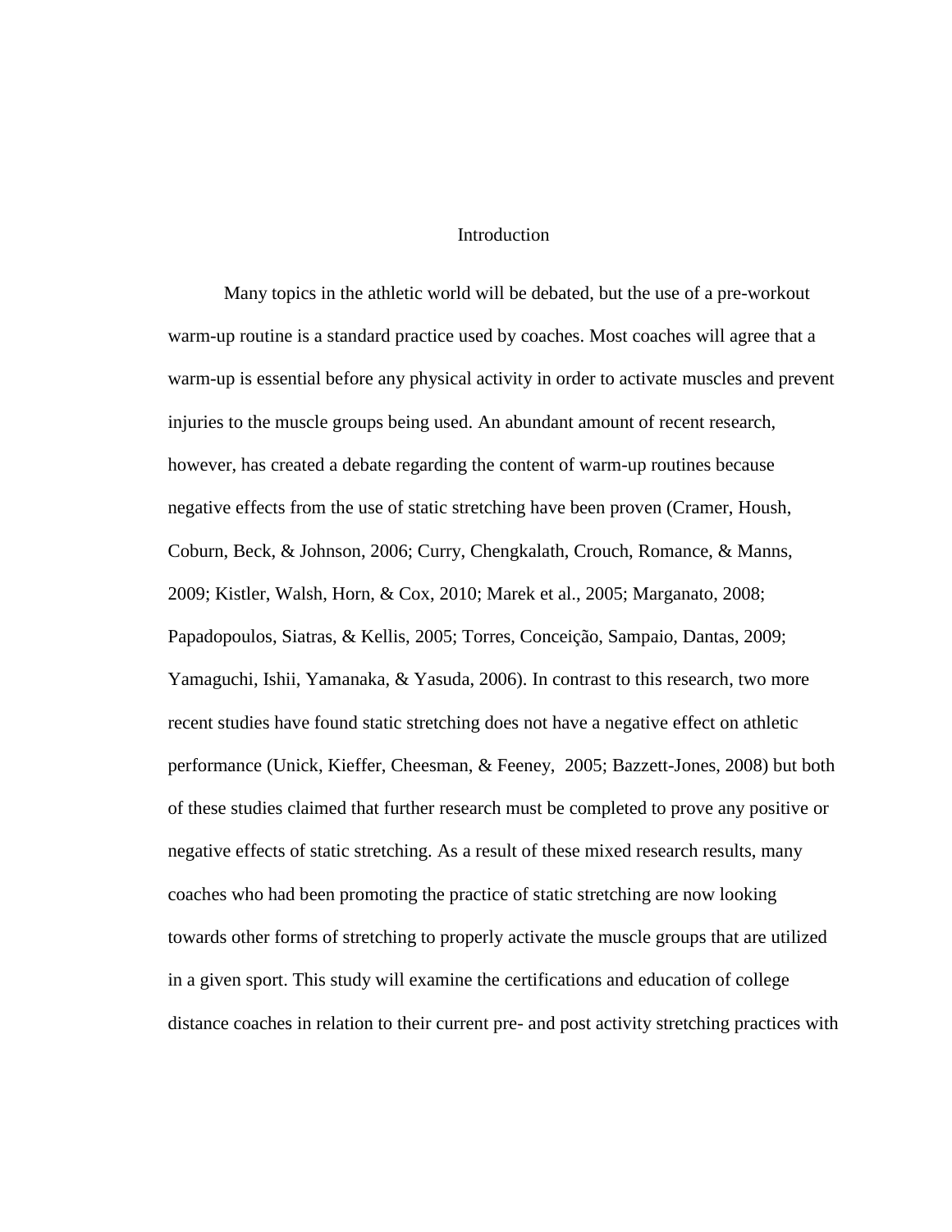# Introduction

Many topics in the athletic world will be debated, but the use of a pre-workout warm-up routine is a standard practice used by coaches. Most coaches will agree that a warm-up is essential before any physical activity in order to activate muscles and prevent injuries to the muscle groups being used. An abundant amount of recent research, however, has created a debate regarding the content of warm-up routines because negative effects from the use of static stretching have been proven (Cramer, Housh, Coburn, Beck, & Johnson, 2006; Curry, Chengkalath, Crouch, Romance, & Manns, 2009; Kistler, Walsh, Horn, & Cox, 2010; Marek et al., 2005; Marganato, 2008; Papadopoulos, Siatras, & Kellis, 2005; Torres, Conceição, Sampaio, Dantas, 2009; Yamaguchi, Ishii, Yamanaka, & Yasuda, 2006). In contrast to this research, two more recent studies have found static stretching does not have a negative effect on athletic performance (Unick, Kieffer, Cheesman, & Feeney, 2005; Bazzett-Jones, 2008) but both of these studies claimed that further research must be completed to prove any positive or negative effects of static stretching. As a result of these mixed research results, many coaches who had been promoting the practice of static stretching are now looking towards other forms of stretching to properly activate the muscle groups that are utilized in a given sport. This study will examine the certifications and education of college distance coaches in relation to their current pre- and post activity stretching practices with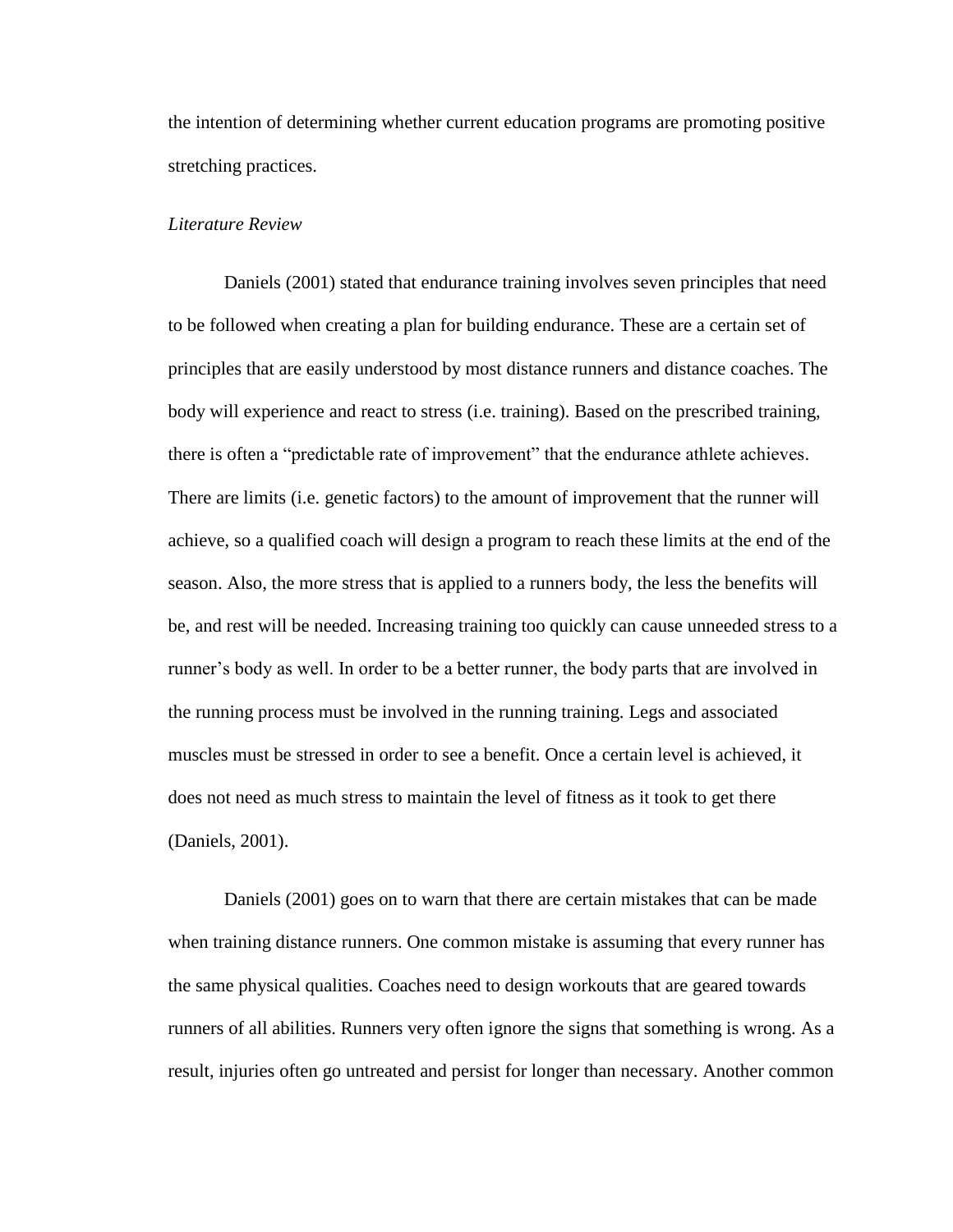the intention of determining whether current education programs are promoting positive stretching practices.

*Literature Review*

Daniels (2001) stated that endurance training involves seven principles that need to be followed when creating a plan for building endurance. These are a certain set of principles that are easily understood by most distance runners and distance coaches. The body will experience and react to stress (i.e. training). Based on the prescribed training, there is often a "predictable rate of improvement" that the endurance athlete achieves. There are limits (i.e. genetic factors) to the amount of improvement that the runner will achieve, so a qualified coach will design a program to reach these limits at the end of the season. Also, the more stress that is applied to a runners body, the less the benefits will be, and rest will be needed. Increasing training too quickly can cause unneeded stress to a runner's body as well. In order to be a better runner, the body parts that are involved in the running process must be involved in the running training. Legs and associated muscles must be stressed in order to see a benefit. Once a certain level is achieved, it does not need as much stress to maintain the level of fitness as it took to get there (Daniels, 2001).

Daniels (2001) goes on to warn that there are certain mistakes that can be made when training distance runners. One common mistake is assuming that every runner has the same physical qualities. Coaches need to design workouts that are geared towards runners of all abilities. Runners very often ignore the signs that something is wrong. As a result, injuries often go untreated and persist for longer than necessary. Another common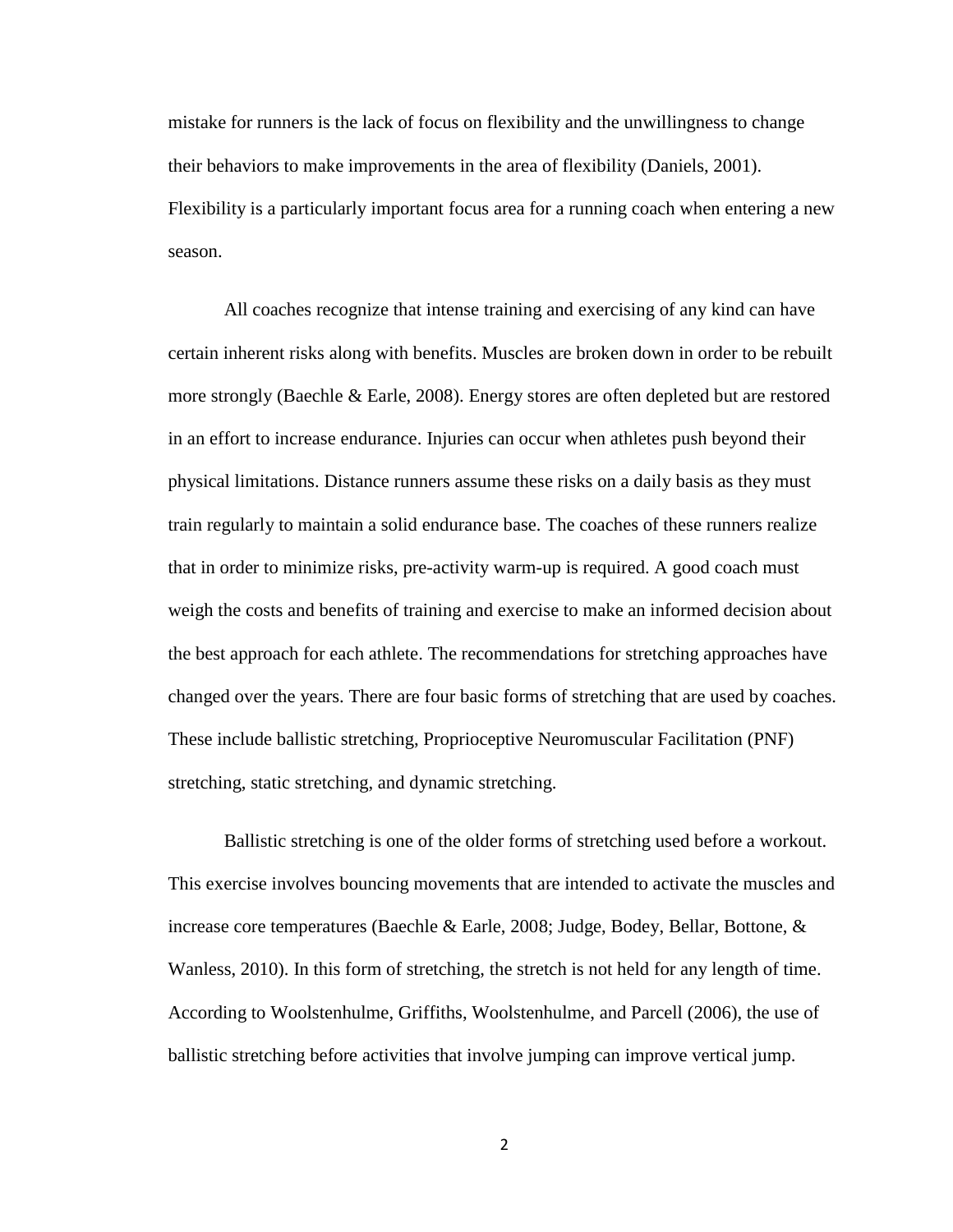mistake for runners is the lack of focus on flexibility and the unwillingness to change their behaviors to make improvements in the area of flexibility (Daniels, 2001). Flexibility is a particularly important focus area for a running coach when entering a new season.

All coaches recognize that intense training and exercising of any kind can have certain inherent risks along with benefits. Muscles are broken down in order to be rebuilt more strongly (Baechle & Earle, 2008). Energy stores are often depleted but are restored in an effort to increase endurance. Injuries can occur when athletes push beyond their physical limitations. Distance runners assume these risks on a daily basis as they must train regularly to maintain a solid endurance base. The coaches of these runners realize that in order to minimize risks, pre-activity warm-up is required. A good coach must weigh the costs and benefits of training and exercise to make an informed decision about the best approach for each athlete. The recommendations for stretching approaches have changed over the years. There are four basic forms of stretching that are used by coaches. These include ballistic stretching, Proprioceptive Neuromuscular Facilitation (PNF) stretching, static stretching, and dynamic stretching.

Ballistic stretching is one of the older forms of stretching used before a workout. This exercise involves bouncing movements that are intended to activate the muscles and increase core temperatures (Baechle & Earle, 2008; Judge, Bodey, Bellar, Bottone, & Wanless, 2010). In this form of stretching, the stretch is not held for any length of time. According to Woolstenhulme, Griffiths, Woolstenhulme, and Parcell (2006), the use of ballistic stretching before activities that involve jumping can improve vertical jump.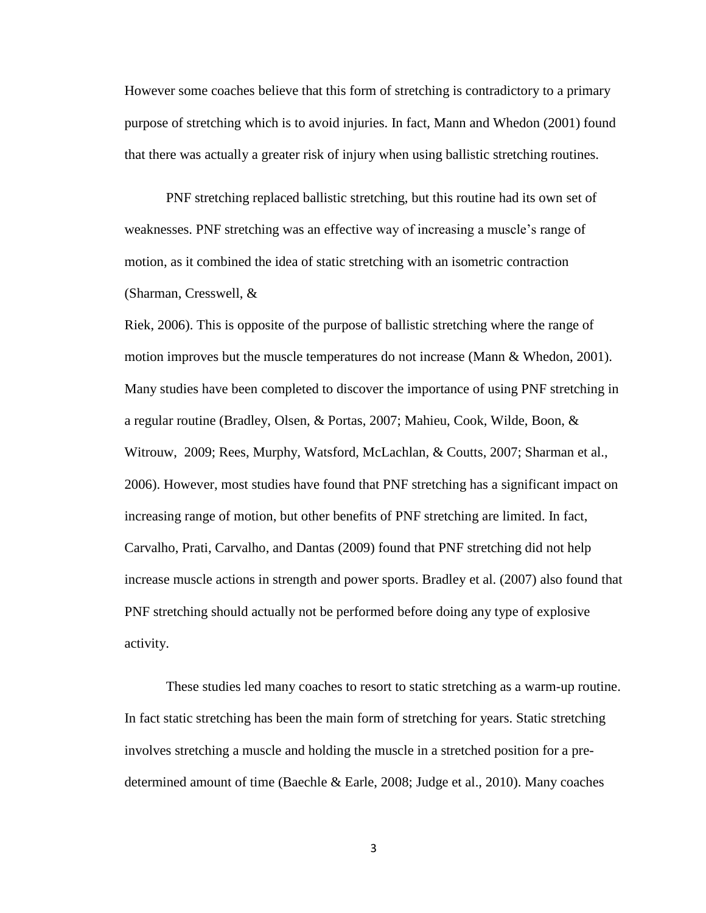However some coaches believe that this form of stretching is contradictory to a primary purpose of stretching which is to avoid injuries. In fact, Mann and Whedon (2001) found that there was actually a greater risk of injury when using ballistic stretching routines.

PNF stretching replaced ballistic stretching, but this routine had its own set of weaknesses. PNF stretching was an effective way of increasing a muscle's range of motion, as it combined the idea of static stretching with an isometric contraction (Sharman, Cresswell, & Riek, 2006). This is opposite of the purpose of ballistic stretching where the range of motion improves but the muscle temperatures do not increase (Mann & Whedon, 2001). Many studies have been completed to discover the importance of using PNF stretching in a regular routine (Bradley, Olsen, & Portas, 2007; Mahieu, Cook, Wilde, Boon, & Witrouw, 2009; Rees, Murphy, Watsford, McLachlan, & Coutts, 2007; Sharman et al., 2006). However, most studies have found that PNF stretching has a significant impact on increasing range of motion, but other benefits of PNF stretching are limited. In fact, Carvalho, Prati, Carvalho, and Dantas (2009) found that PNF stretching did not help increase muscle actions in strength and power sports. Bradley et al. (2007) also found that PNF stretching should actually not be performed before doing any type of explosive activity.

These studies led many coaches to resort to static stretching as a warm-up routine. In fact static stretching has been the main form of stretching for years. Static stretching involves stretching a muscle and holding the muscle in a stretched position for a pre-determined amount of time (Baechle & Earle, 2008; Judge et al., 2010). Many coaches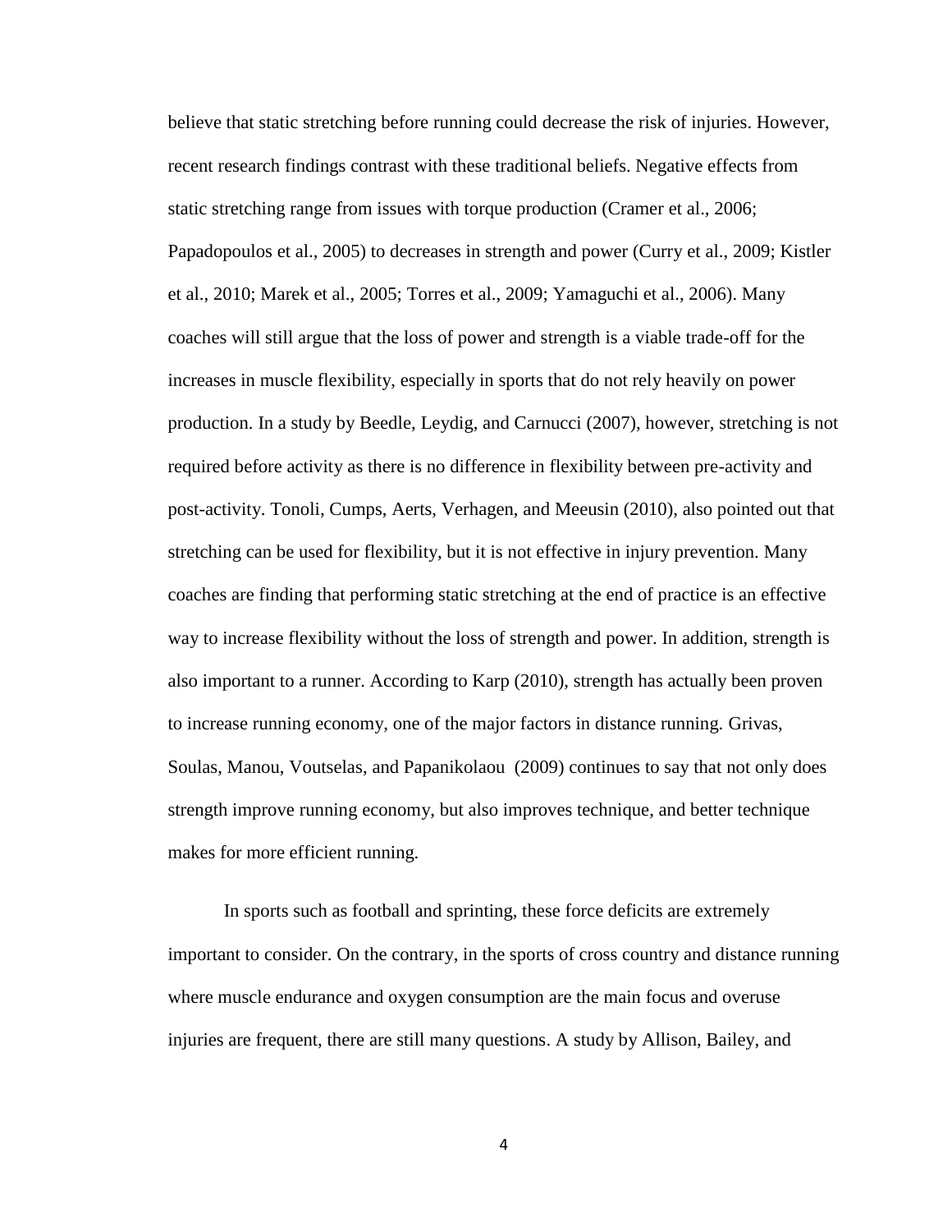believe that static stretching before running could decrease the risk of injuries. However, recent research findings contrast with these traditional beliefs. Negative effects from static stretching range from issues with torque production (Cramer et al., 2006; Papadopoulos et al., 2005) to decreases in strength and power (Curry et al., 2009; Kistler et al., 2010; Marek et al., 2005; Torres et al., 2009; Yamaguchi et al., 2006). Many coaches will still argue that the loss of power and strength is a viable trade-off for the increases in muscle flexibility, especially in sports that do not rely heavily on power production. In a study by Beedle, Leydig, and Carnucci (2007), however, stretching is not required before activity as there is no difference in flexibility between pre-activity and post-activity. Tonoli, Cumps, Aerts, Verhagen, and Meeusin (2010), also pointed out that stretching can be used for flexibility, but it is not effective in injury prevention. Many coaches are finding that performing static stretching at the end of practice is an effective way to increase flexibility without the loss of strength and power. In addition, strength is also important to a runner. According to Karp (2010), strength has actually been proven to increase running economy, one of the major factors in distance running. Grivas, Soulas, Manou, Voutselas, and Papanikolaou (2009) continues to say that not only does strength improve running economy, but also improves technique, and better technique makes for more efficient running.

In sports such as football and sprinting, these force deficits are extremely important to consider. On the contrary, in the sports of cross country and distance running where muscle endurance and oxygen consumption are the main focus and overuse injuries are frequent, there are still many questions. A study by Allison, Bailey, and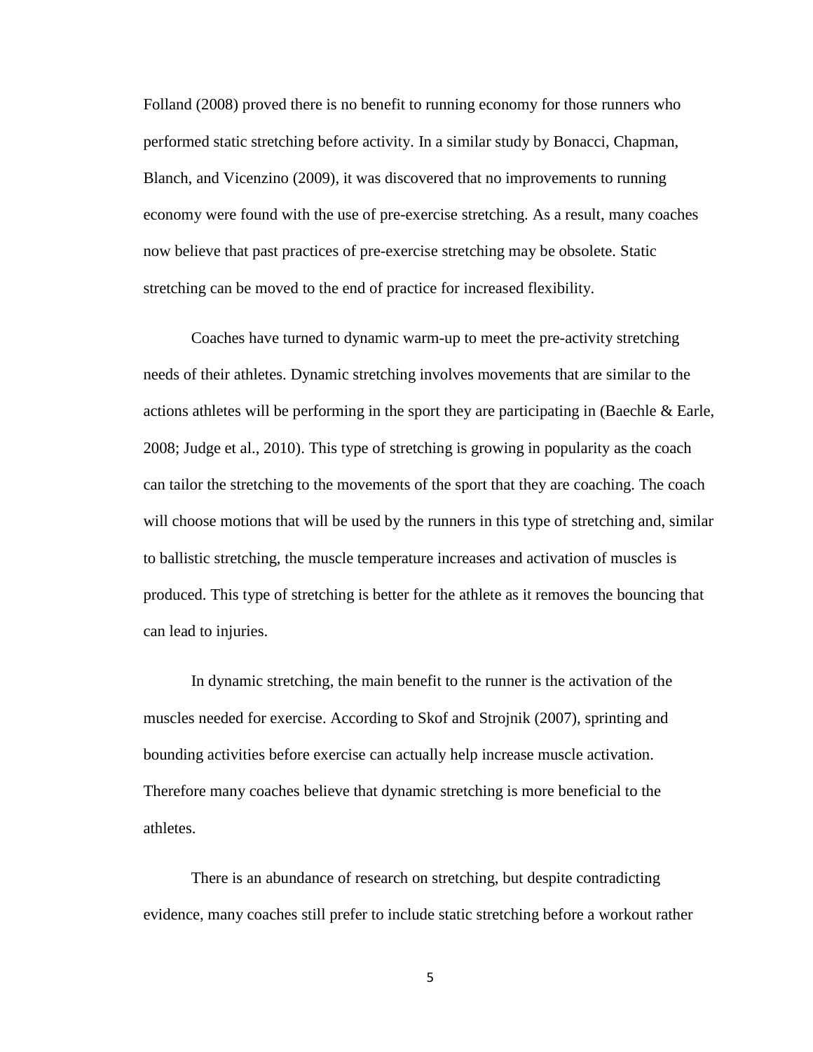Folland (2008) proved there is no benefit to running economy for those runners who performed static stretching before activity. In a similar study by Bonacci, Chapman, Blanch, and Vicenzino (2009), it was discovered that no improvements to running economy were found with the use of pre-exercise stretching. As a result, many coaches now believe that past practices of pre-exercise stretching may be obsolete. Static stretching can be moved to the end of practice for increased flexibility.

Coaches have turned to dynamic warm-up to meet the pre-activity stretching needs of their athletes. Dynamic stretching involves movements that are similar to the actions athletes will be performing in the sport they are participating in (Baechle & Earle, 2008; Judge et al., 2010). This type of stretching is growing in popularity as the coach can tailor the stretching to the movements of the sport that they are coaching. The coach will choose motions that will be used by the runners in this type of stretching and, similar to ballistic stretching, the muscle temperature increases and activation of muscles is produced. This type of stretching is better for the athlete as it removes the bouncing that can lead to injuries.

In dynamic stretching, the main benefit to the runner is the activation of the muscles needed for exercise. According to Skof and Strojnik (2007), sprinting and bounding activities before exercise can actually help increase muscle activation. Therefore many coaches believe that dynamic stretching is more beneficial to the athletes.

There is an abundance of research on stretching, but despite contradicting evidence, many coaches still prefer to include static stretching before a workout rather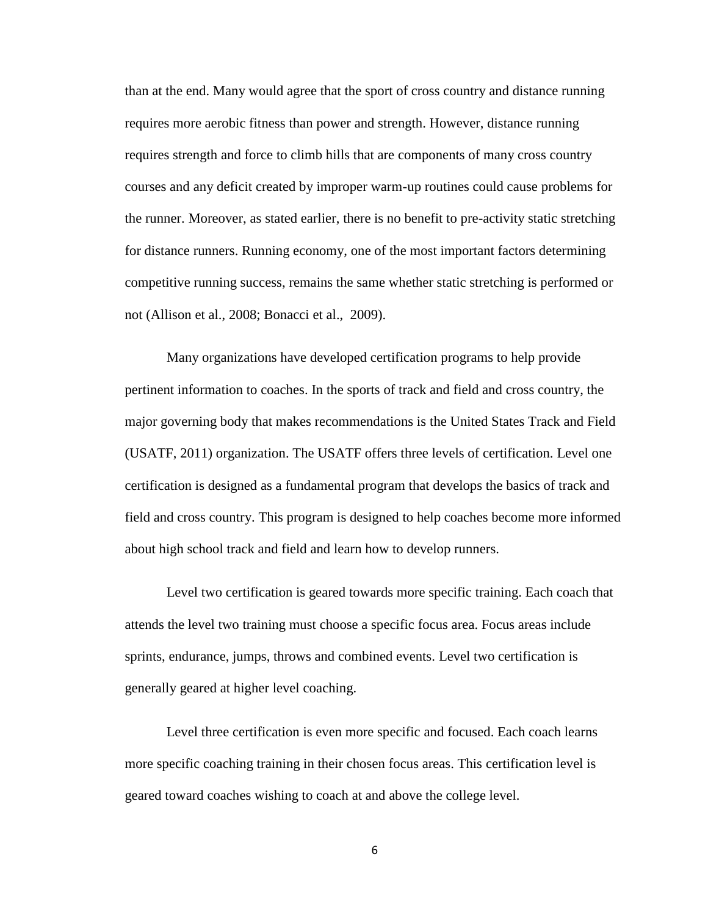than at the end. Many would agree that the sport of cross country and distance running requires more aerobic fitness than power and strength. However, distance running requires strength and force to climb hills that are components of many cross country courses and any deficit created by improper warm-up routines could cause problems for the runner. Moreover, as stated earlier, there is no benefit to pre-activity static stretching for distance runners. Running economy, one of the most important factors determining competitive running success, remains the same whether static stretching is performed or not (Allison et al., 2008; Bonacci et al., 2009).

Many organizations have developed certification programs to help provide pertinent information to coaches. In the sports of track and field and cross country, the major governing body that makes recommendations is the United States Track and Field (USATF, 2011) organization. The USATF offers three levels of certification. Level one certification is designed as a fundamental program that develops the basics of track and field and cross country. This program is designed to help coaches become more informed about high school track and field and learn how to develop runners.

Level two certification is geared towards more specific training. Each coach that attends the level two training must choose a specific focus area. Focus areas include sprints, endurance, jumps, throws and combined events. Level two certification is generally geared at higher level coaching.

Level three certification is even more specific and focused. Each coach learns more specific coaching training in their chosen focus areas. This certification level is geared toward coaches wishing to coach at and above the college level.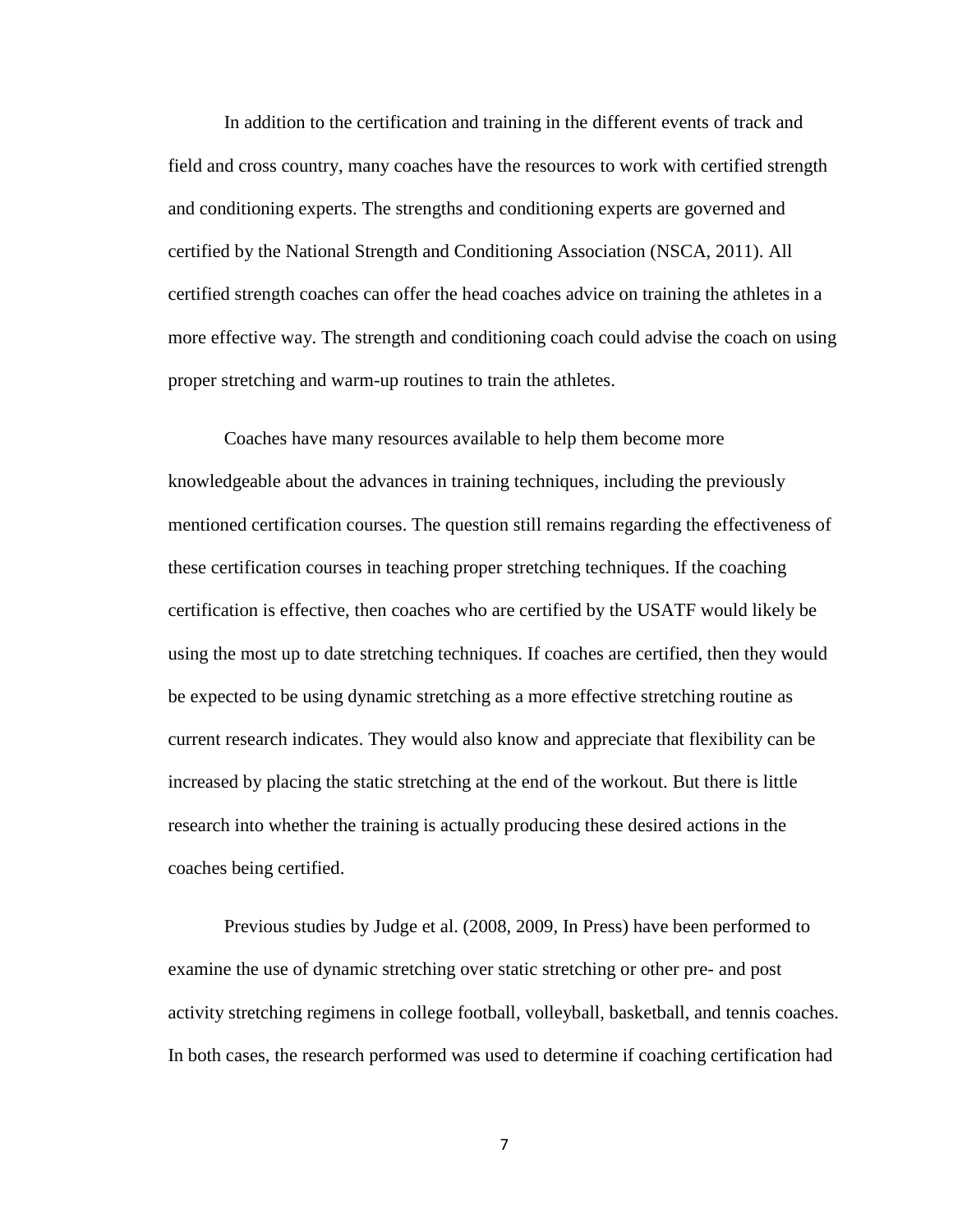In addition to the certification and training in the different events of track and field and cross country, many coaches have the resources to work with certified strength and conditioning experts. The strengths and conditioning experts are governed and certified by the National Strength and Conditioning Association (NSCA, 2011). All certified strength coaches can offer the head coaches advice on training the athletes in a more effective way. The strength and conditioning coach could advise the coach on using proper stretching and warm-up routines to train the athletes.

Coaches have many resources available to help them become more knowledgeable about the advances in training techniques, including the previously mentioned certification courses. The question still remains regarding the effectiveness of these certification courses in teaching proper stretching techniques. If the coaching certification is effective, then coaches who are certified by the USATF would likely be using the most up to date stretching techniques. If coaches are certified, then they would be expected to be using dynamic stretching as a more effective stretching routine as current research indicates. They would also know and appreciate that flexibility can be increased by placing the static stretching at the end of the workout. But there is little research into whether the training is actually producing these desired actions in the coaches being certified.

Previous studies by Judge et al. (2008, 2009, In Press) have been performed to examine the use of dynamic stretching over static stretching or other pre- and post activity stretching regimens in college football, volleyball, basketball, and tennis coaches. In both cases, the research performed was used to determine if coaching certification had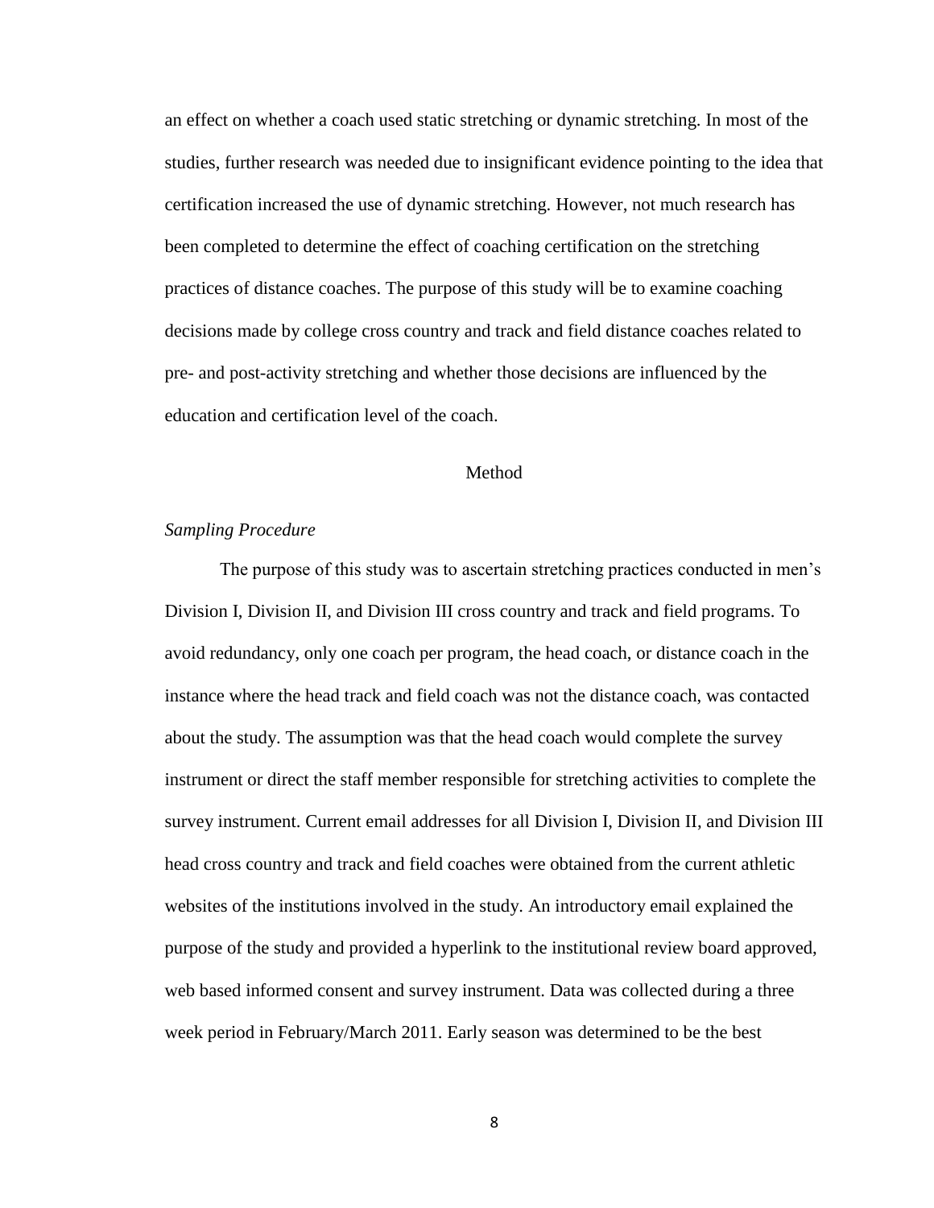an effect on whether a coach used static stretching or dynamic stretching. In most of the studies, further research was needed due to insignificant evidence pointing to the idea that certification increased the use of dynamic stretching. However, not much research has been completed to determine the effect of coaching certification on the stretching practices of distance coaches. The purpose of this study will be to examine coaching decisions made by college cross country and track and field distance coaches related to pre- and post-activity stretching and whether those decisions are influenced by the education and certification level of the coach.

## Method

### *Sampling Procedure*

The purpose of this study was to ascertain stretching practices conducted in men's Division I, Division II, and Division III cross country and track and field programs. To avoid redundancy, only one coach per program, the head coach, or distance coach in the instance where the head track and field coach was not the distance coach, was contacted about the study. The assumption was that the head coach would complete the survey instrument or direct the staff member responsible for stretching activities to complete the survey instrument. Current email addresses for all Division I, Division II, and Division III head cross country and track and field coaches were obtained from the current athletic websites of the institutions involved in the study. An introductory email explained the purpose of the study and provided a hyperlink to the institutional review board approved, web based informed consent and survey instrument. Data was collected during a three week period in February/March 2011. Early season was determined to be the best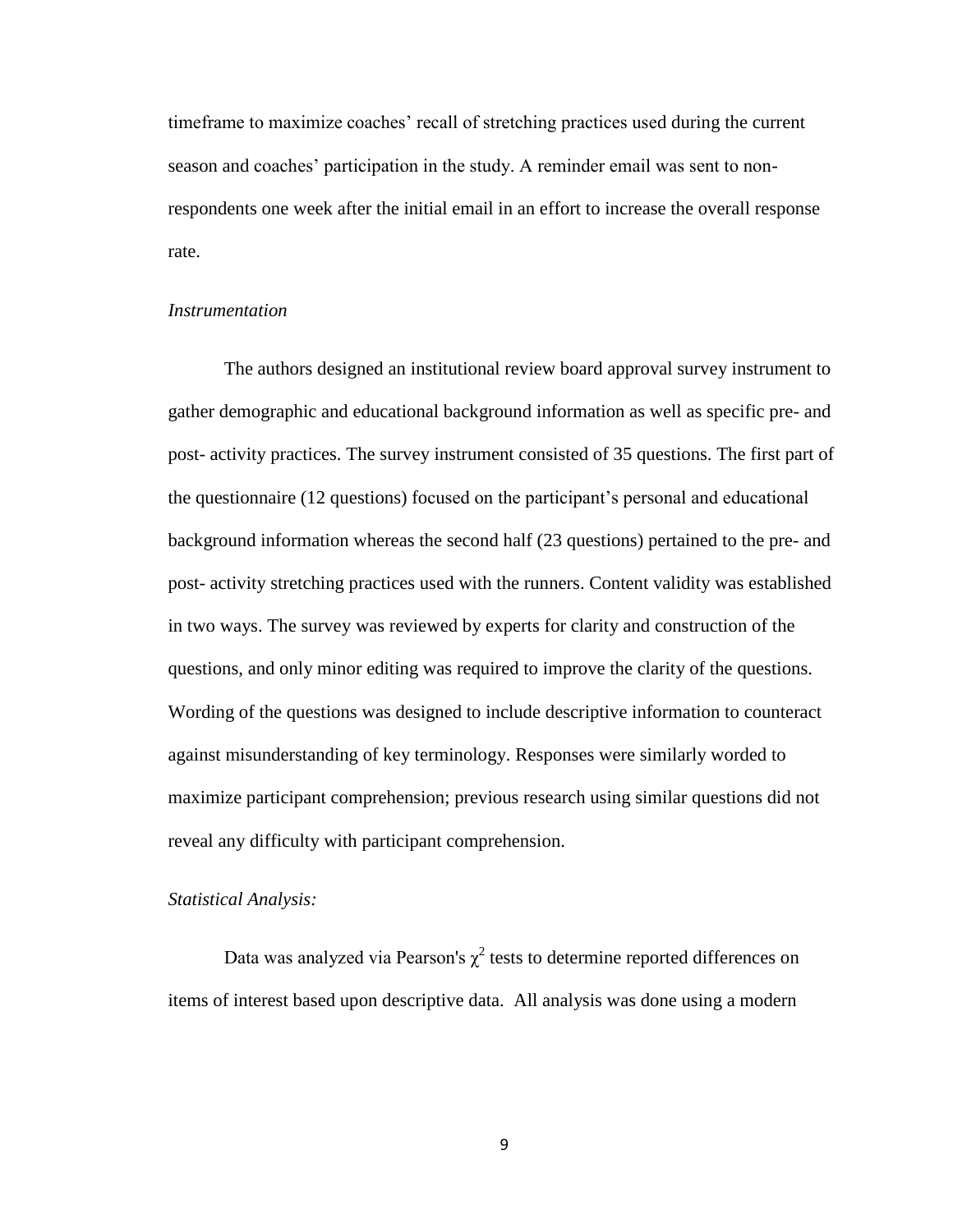timeframe to maximize coaches' recall of stretching practices used during the current season and coaches' participation in the study. A reminder email was sent to non-respondents one week after the initial email in an effort to increase the overall response rate.

*Instrumentation*

The authors designed an institutional review board approval survey instrument to gather demographic and educational background information as well as specific pre- and post- activity practices. The survey instrument consisted of 35 questions. The first part of the questionnaire (12 questions) focused on the participant's personal and educational background information whereas the second half (23 questions) pertained to the pre- and post- activity stretching practices used with the runners. Content validity was established in two ways. The survey was reviewed by experts for clarity and construction of the questions, and only minor editing was required to improve the clarity of the questions. Wording of the questions was designed to include descriptive information to counteract against misunderstanding of key terminology. Responses were similarly worded to maximize participant comprehension; previous research using similar questions did not reveal any difficulty with participant comprehension.

*Statistical Analysis:*

Data was analyzed via Pearson's $\chi^2$ tests to determine reported differences on items of interest based upon descriptive data. All analysis was done using a modern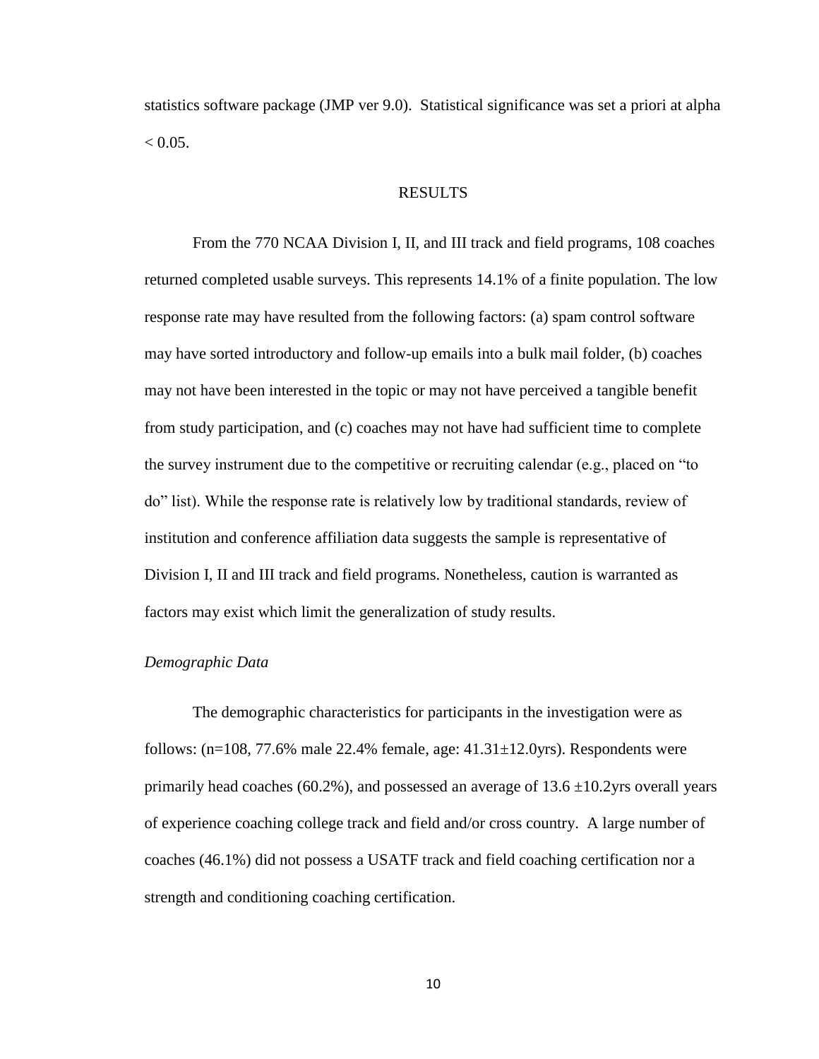statistics software package (JMP ver 9.0). Statistical significance was set a priori at alpha $< 0.05$.

## RESULTS

From the 770 NCAA Division I, II, and III track and field programs, 108 coaches returned completed usable surveys. This represents 14.1% of a finite population. The low response rate may have resulted from the following factors: (a) spam control software may have sorted introductory and follow-up emails into a bulk mail folder, (b) coaches may not have been interested in the topic or may not have perceived a tangible benefit from study participation, and (c) coaches may not have had sufficient time to complete the survey instrument due to the competitive or recruiting calendar (e.g., placed on "to do" list). While the response rate is relatively low by traditional standards, review of institution and conference affiliation data suggests the sample is representative of Division I, II and III track and field programs. Nonetheless, caution is warranted as factors may exist which limit the generalization of study results.

### *Demographic Data*

The demographic characteristics for participants in the investigation were as follows: ($n=108$, 77.6% male 22.4% female, age: $41.31\pm12.0$yrs). Respondents were primarily head coaches (60.2%), and possessed an average of $13.6 \pm10.2$yrs overall years of experience coaching college track and field and/or cross country. A large number of coaches (46.1%) did not possess a USATF track and field coaching certification nor a strength and conditioning coaching certification.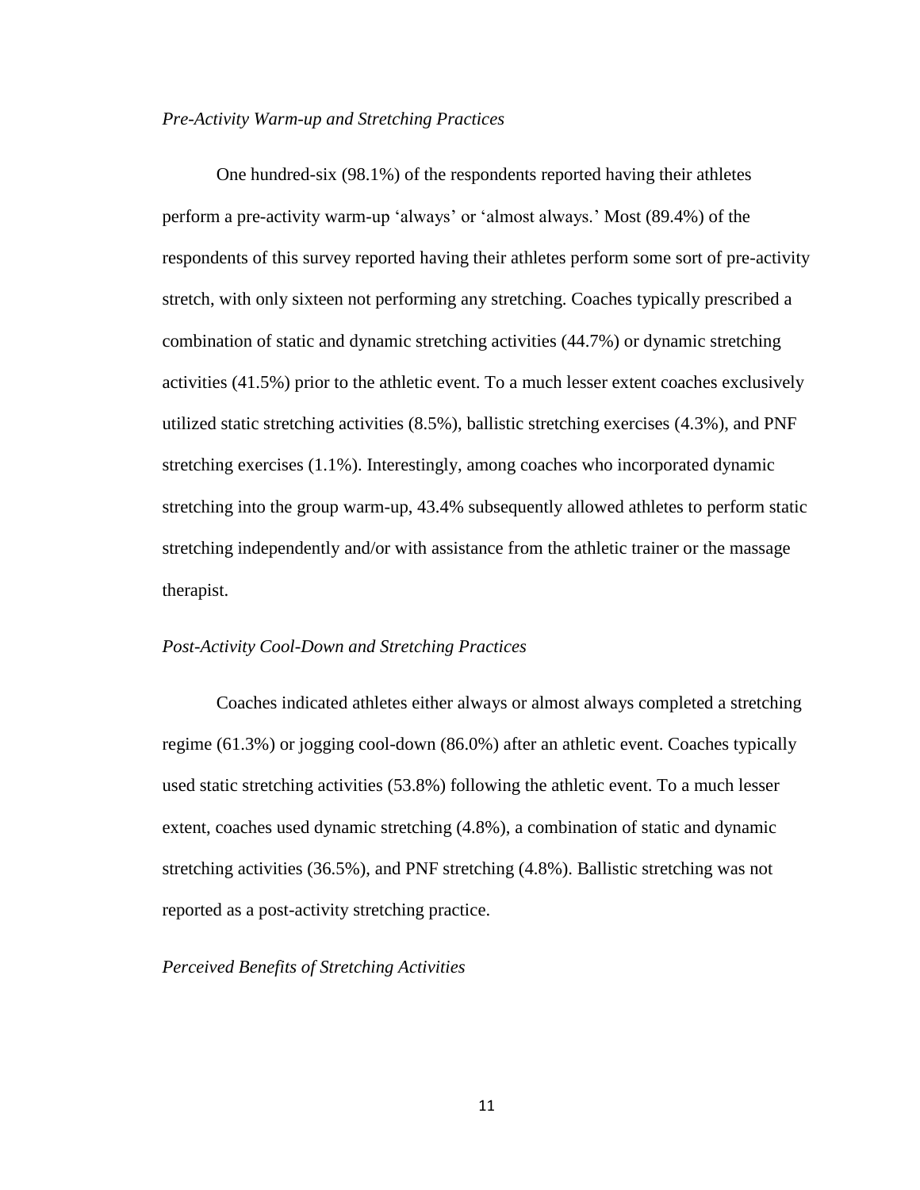*Pre-Activity Warm-up and Stretching Practices*

One hundred-six (98.1%) of the respondents reported having their athletes perform a pre-activity warm-up 'always' or 'almost always.' Most (89.4%) of the respondents of this survey reported having their athletes perform some sort of pre-activity stretch, with only sixteen not performing any stretching. Coaches typically prescribed a combination of static and dynamic stretching activities (44.7%) or dynamic stretching activities (41.5%) prior to the athletic event. To a much lesser extent coaches exclusively utilized static stretching activities (8.5%), ballistic stretching exercises (4.3%), and PNF stretching exercises (1.1%). Interestingly, among coaches who incorporated dynamic stretching into the group warm-up, 43.4% subsequently allowed athletes to perform static stretching independently and/or with assistance from the athletic trainer or the massage therapist.

*Post-Activity Cool-Down and Stretching Practices*

Coaches indicated athletes either always or almost always completed a stretching regime (61.3%) or jogging cool-down (86.0%) after an athletic event. Coaches typically used static stretching activities (53.8%) following the athletic event. To a much lesser extent, coaches used dynamic stretching (4.8%), a combination of static and dynamic stretching activities (36.5%), and PNF stretching (4.8%). Ballistic stretching was not reported as a post-activity stretching practice.

*Perceived Benefits of Stretching Activities*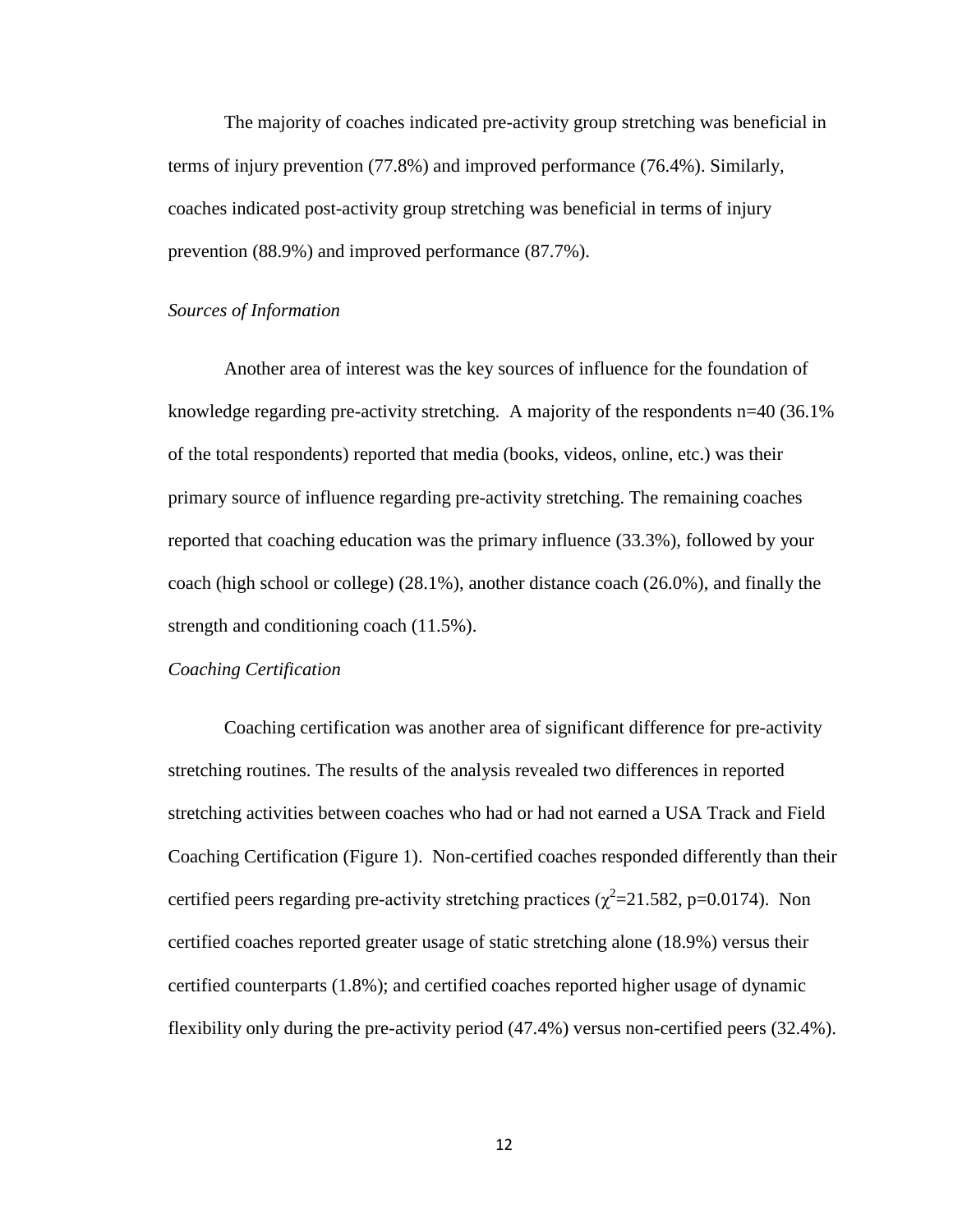The majority of coaches indicated pre-activity group stretching was beneficial in terms of injury prevention (77.8%) and improved performance (76.4%). Similarly, coaches indicated post-activity group stretching was beneficial in terms of injury prevention (88.9%) and improved performance (87.7%).

*Sources of Information*

Another area of interest was the key sources of influence for the foundation of knowledge regarding pre-activity stretching. A majority of the respondents n=40 (36.1% of the total respondents) reported that media (books, videos, online, etc.) was their primary source of influence regarding pre-activity stretching. The remaining coaches reported that coaching education was the primary influence (33.3%), followed by your coach (high school or college) (28.1%), another distance coach (26.0%), and finally the strength and conditioning coach (11.5%).

*Coaching Certification*

Coaching certification was another area of significant difference for pre-activity stretching routines. The results of the analysis revealed two differences in reported stretching activities between coaches who had or had not earned a USA Track and Field Coaching Certification (Figure 1). Non-certified coaches responded differently than their certified peers regarding pre-activity stretching practices ($\chi^2$=21.582, p=0.0174). Non certified coaches reported greater usage of static stretching alone (18.9%) versus their certified counterparts (1.8%); and certified coaches reported higher usage of dynamic flexibility only during the pre-activity period (47.4%) versus non-certified peers (32.4%).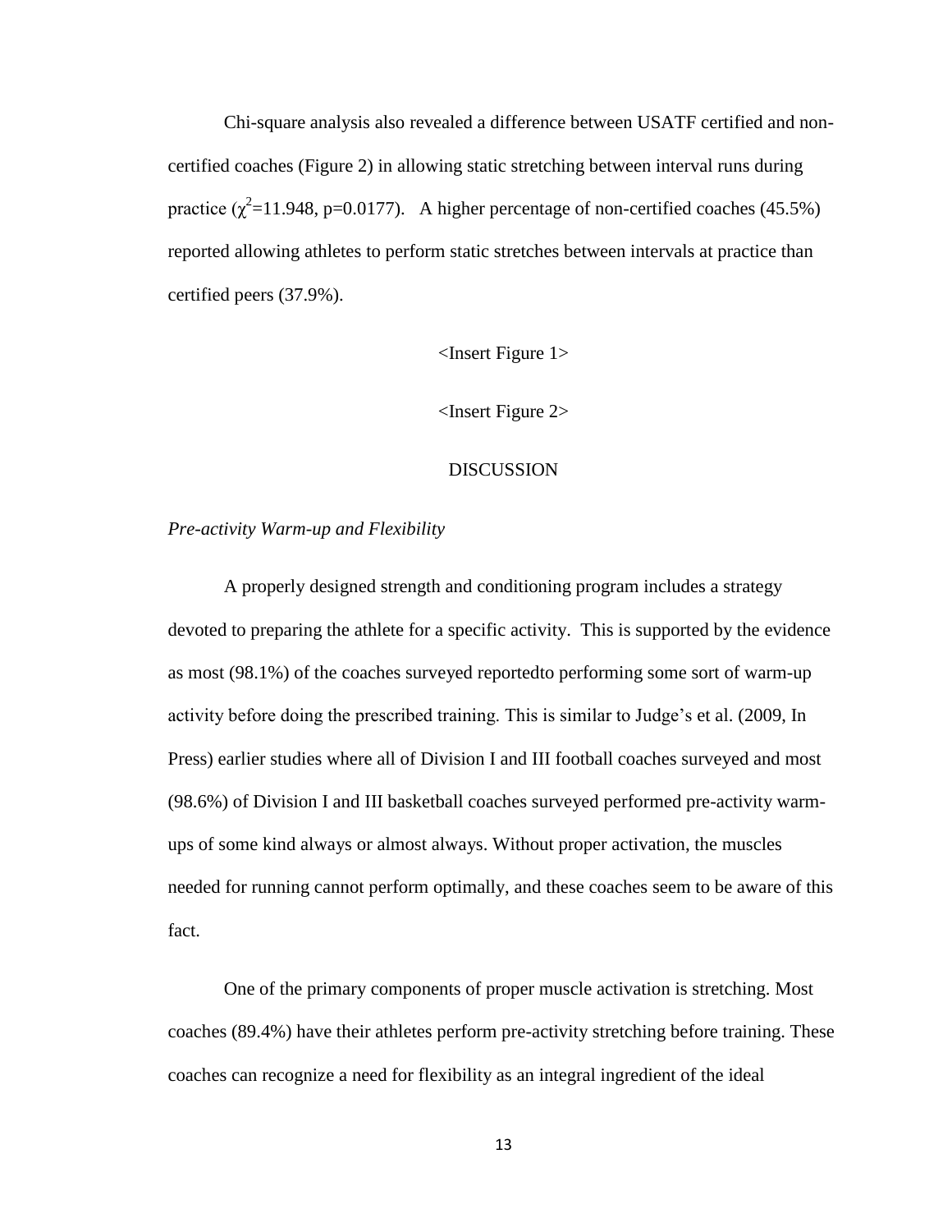Chi-square analysis also revealed a difference between USATF certified and non-certified coaches (Figure 2) in allowing static stretching between interval runs during practice ($\chi^2$=11.948, p=0.0177). A higher percentage of non-certified coaches (45.5%) reported allowing athletes to perform static stretches between intervals at practice than certified peers (37.9%).

<Insert Figure 1>

<Insert Figure 2>

## DISCUSSION

### *Pre-activity Warm-up and Flexibility*

A properly designed strength and conditioning program includes a strategy devoted to preparing the athlete for a specific activity. This is supported by the evidence as most (98.1%) of the coaches surveyed reportedto performing some sort of warm-up activity before doing the prescribed training. This is similar to Judge's et al. (2009, In Press) earlier studies where all of Division I and III football coaches surveyed and most (98.6%) of Division I and III basketball coaches surveyed performed pre-activity warm-ups of some kind always or almost always. Without proper activation, the muscles needed for running cannot perform optimally, and these coaches seem to be aware of this fact.

One of the primary components of proper muscle activation is stretching. Most coaches (89.4%) have their athletes perform pre-activity stretching before training. These coaches can recognize a need for flexibility as an integral ingredient of the ideal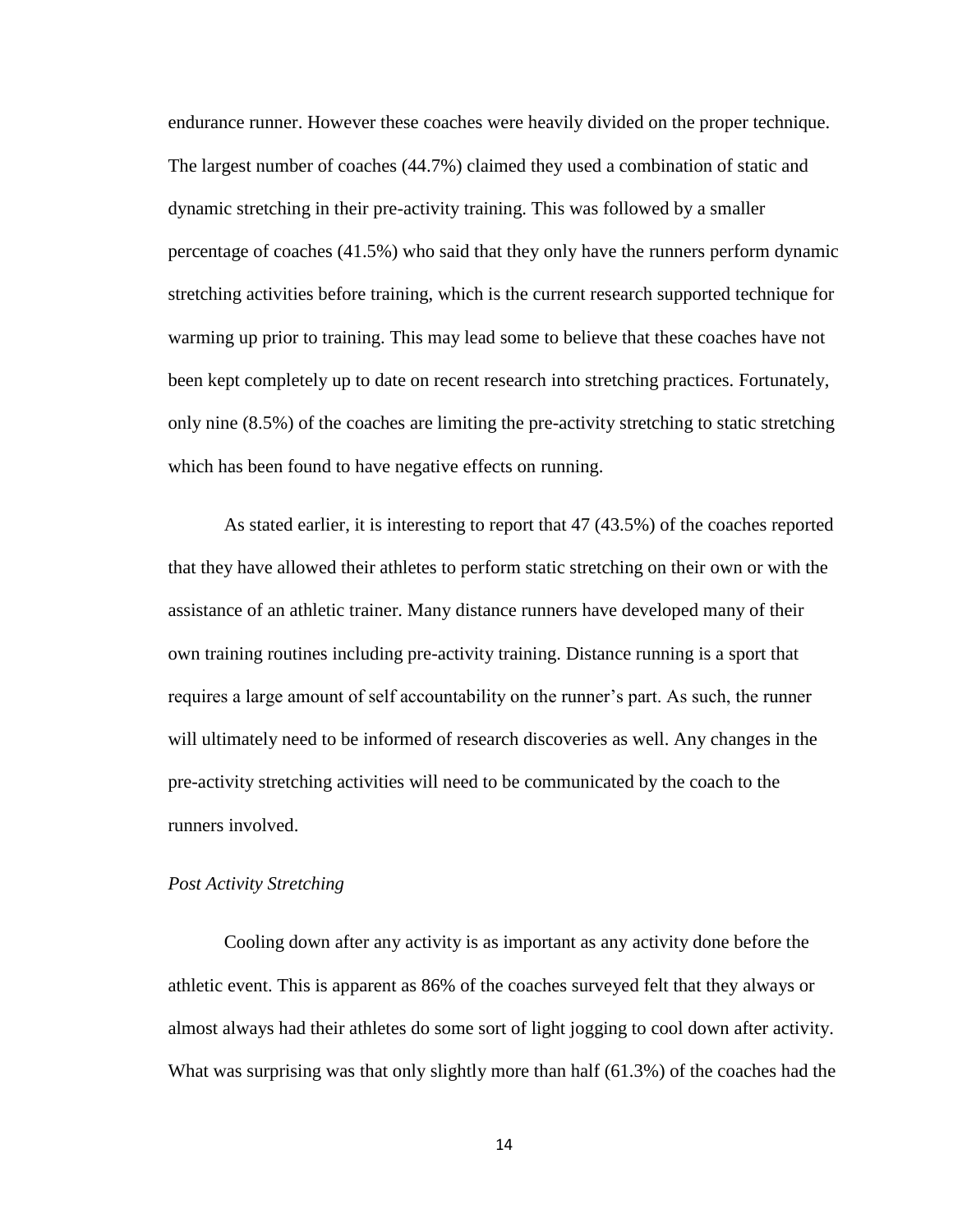endurance runner. However these coaches were heavily divided on the proper technique. The largest number of coaches (44.7%) claimed they used a combination of static and dynamic stretching in their pre-activity training. This was followed by a smaller percentage of coaches (41.5%) who said that they only have the runners perform dynamic stretching activities before training, which is the current research supported technique for warming up prior to training. This may lead some to believe that these coaches have not been kept completely up to date on recent research into stretching practices. Fortunately, only nine (8.5%) of the coaches are limiting the pre-activity stretching to static stretching which has been found to have negative effects on running.

As stated earlier, it is interesting to report that 47 (43.5%) of the coaches reported that they have allowed their athletes to perform static stretching on their own or with the assistance of an athletic trainer. Many distance runners have developed many of their own training routines including pre-activity training. Distance running is a sport that requires a large amount of self accountability on the runner's part. As such, the runner will ultimately need to be informed of research discoveries as well. Any changes in the pre-activity stretching activities will need to be communicated by the coach to the runners involved.

*Post Activity Stretching*

Cooling down after any activity is as important as any activity done before the athletic event. This is apparent as 86% of the coaches surveyed felt that they always or almost always had their athletes do some sort of light jogging to cool down after activity. What was surprising was that only slightly more than half (61.3%) of the coaches had the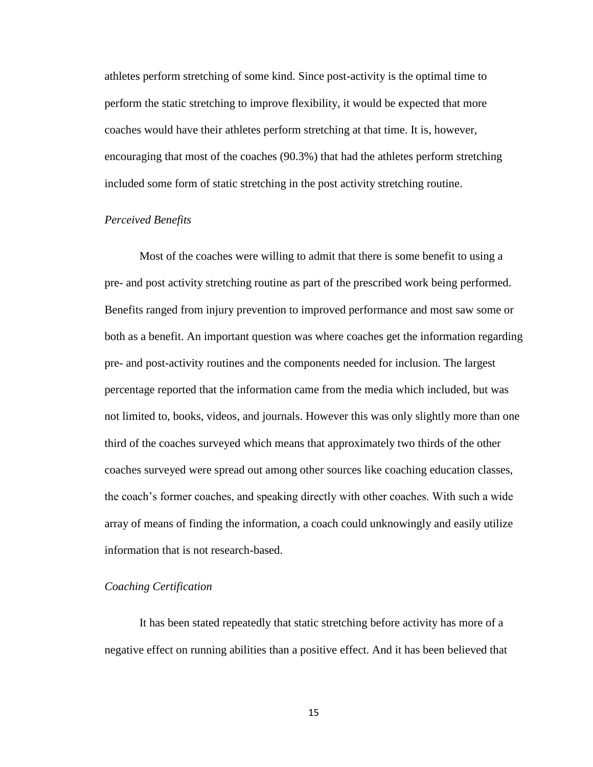athletes perform stretching of some kind. Since post-activity is the optimal time to perform the static stretching to improve flexibility, it would be expected that more coaches would have their athletes perform stretching at that time. It is, however, encouraging that most of the coaches (90.3%) that had the athletes perform stretching included some form of static stretching in the post activity stretching routine.

*Perceived Benefits*

Most of the coaches were willing to admit that there is some benefit to using a pre- and post activity stretching routine as part of the prescribed work being performed. Benefits ranged from injury prevention to improved performance and most saw some or both as a benefit. An important question was where coaches get the information regarding pre- and post-activity routines and the components needed for inclusion. The largest percentage reported that the information came from the media which included, but was not limited to, books, videos, and journals. However this was only slightly more than one third of the coaches surveyed which means that approximately two thirds of the other coaches surveyed were spread out among other sources like coaching education classes, the coach's former coaches, and speaking directly with other coaches. With such a wide array of means of finding the information, a coach could unknowingly and easily utilize information that is not research-based.

*Coaching Certification*

It has been stated repeatedly that static stretching before activity has more of a negative effect on running abilities than a positive effect. And it has been believed that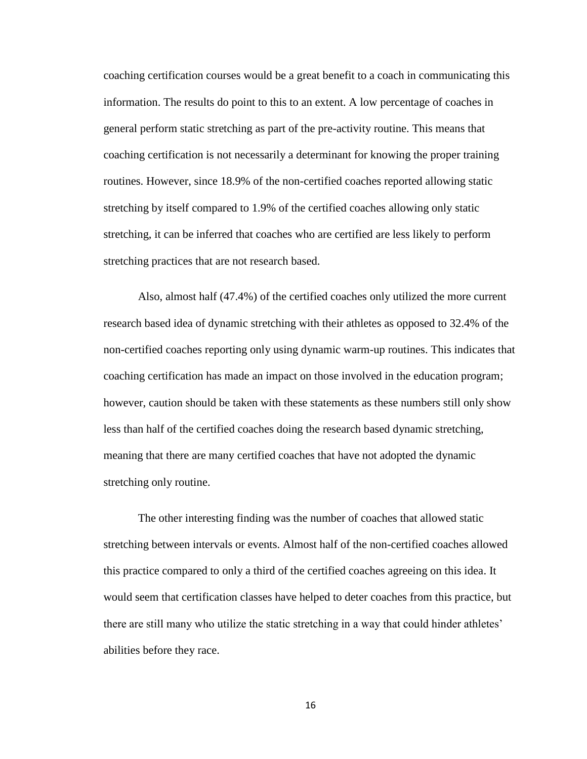coaching certification courses would be a great benefit to a coach in communicating this information. The results do point to this to an extent. A low percentage of coaches in general perform static stretching as part of the pre-activity routine. This means that coaching certification is not necessarily a determinant for knowing the proper training routines. However, since 18.9% of the non-certified coaches reported allowing static stretching by itself compared to 1.9% of the certified coaches allowing only static stretching, it can be inferred that coaches who are certified are less likely to perform stretching practices that are not research based.

Also, almost half (47.4%) of the certified coaches only utilized the more current research based idea of dynamic stretching with their athletes as opposed to 32.4% of the non-certified coaches reporting only using dynamic warm-up routines. This indicates that coaching certification has made an impact on those involved in the education program; however, caution should be taken with these statements as these numbers still only show less than half of the certified coaches doing the research based dynamic stretching, meaning that there are many certified coaches that have not adopted the dynamic stretching only routine.

The other interesting finding was the number of coaches that allowed static stretching between intervals or events. Almost half of the non-certified coaches allowed this practice compared to only a third of the certified coaches agreeing on this idea. It would seem that certification classes have helped to deter coaches from this practice, but there are still many who utilize the static stretching in a way that could hinder athletes' abilities before they race.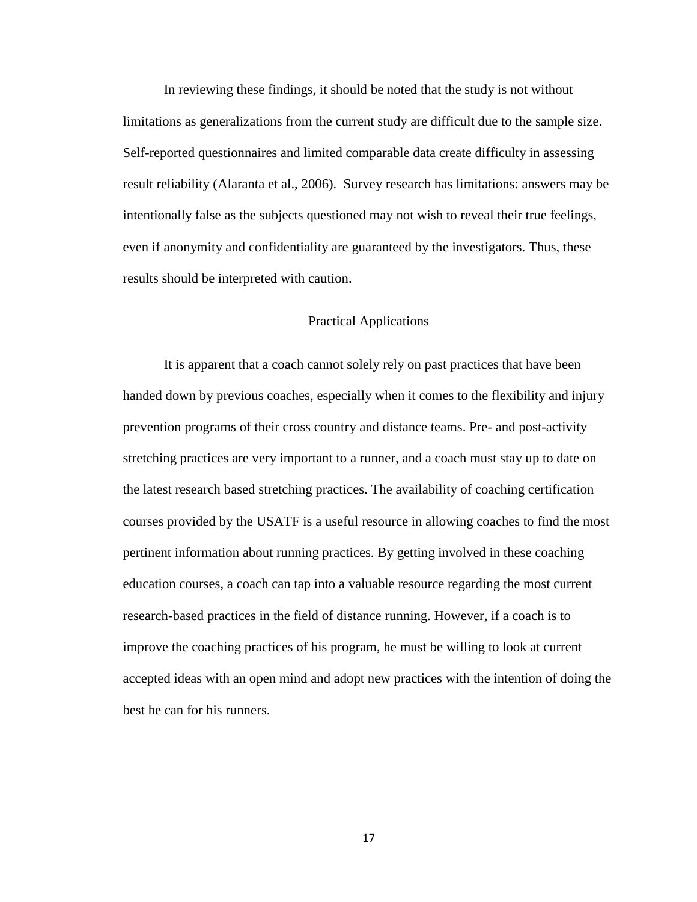In reviewing these findings, it should be noted that the study is not without limitations as generalizations from the current study are difficult due to the sample size. Self-reported questionnaires and limited comparable data create difficulty in assessing result reliability (Alaranta et al., 2006). Survey research has limitations: answers may be intentionally false as the subjects questioned may not wish to reveal their true feelings, even if anonymity and confidentiality are guaranteed by the investigators. Thus, these results should be interpreted with caution.

## Practical Applications

It is apparent that a coach cannot solely rely on past practices that have been handed down by previous coaches, especially when it comes to the flexibility and injury prevention programs of their cross country and distance teams. Pre- and post-activity stretching practices are very important to a runner, and a coach must stay up to date on the latest research based stretching practices. The availability of coaching certification courses provided by the USATF is a useful resource in allowing coaches to find the most pertinent information about running practices. By getting involved in these coaching education courses, a coach can tap into a valuable resource regarding the most current research-based practices in the field of distance running. However, if a coach is to improve the coaching practices of his program, he must be willing to look at current accepted ideas with an open mind and adopt new practices with the intention of doing the best he can for his runners.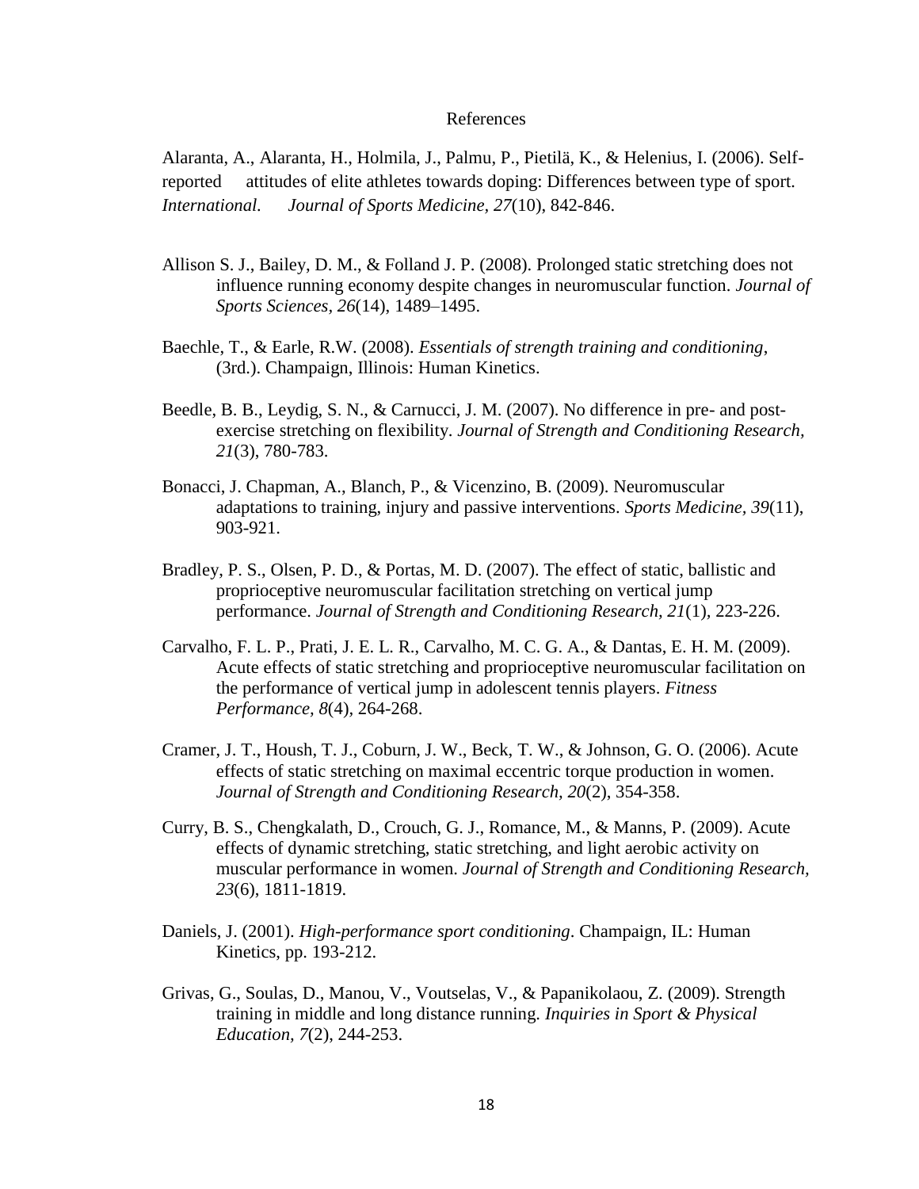# References

Alaranta, A., Alaranta, H., Holmila, J., Palmu, P., Pietilä, K., & Helenius, I. (2006). Self-reported attitudes of elite athletes towards doping: Differences between type of sport. *International. Journal of Sports Medicine, 27*(10), 842-846.

Allison S. J., Bailey, D. M., & Folland J. P. (2008). Prolonged static stretching does not influence running economy despite changes in neuromuscular function. *Journal of Sports Sciences*, *26*(14), 1489–1495.

Baechle, T., & Earle, R.W. (2008). *Essentials of strength training and conditioning*, (3rd.). Champaign, Illinois: Human Kinetics.

Beedle, B. B., Leydig, S. N., & Carnucci, J. M. (2007). No difference in pre- and post-exercise stretching on flexibility. *Journal of Strength and Conditioning Research, 21*(3), 780-783.

Bonacci, J. Chapman, A., Blanch, P., & Vicenzino, B. (2009). Neuromuscular adaptations to training, injury and passive interventions. *Sports Medicine*, *39*(11), 903-921.

Bradley, P. S., Olsen, P. D., & Portas, M. D. (2007). The effect of static, ballistic and proprioceptive neuromuscular facilitation stretching on vertical jump performance. *Journal of Strength and Conditioning Research, 21*(1), 223-226.

Carvalho, F. L. P., Prati, J. E. L. R., Carvalho, M. C. G. A., & Dantas, E. H. M. (2009). Acute effects of static stretching and proprioceptive neuromuscular facilitation on the performance of vertical jump in adolescent tennis players. *Fitness Performance, 8*(4), 264-268.

Cramer, J. T., Housh, T. J., Coburn, J. W., Beck, T. W., & Johnson, G. O. (2006). Acute effects of static stretching on maximal eccentric torque production in women. *Journal of Strength and Conditioning Research, 20*(2), 354-358.

Curry, B. S., Chengkalath, D., Crouch, G. J., Romance, M., & Manns, P. (2009). Acute effects of dynamic stretching, static stretching, and light aerobic activity on muscular performance in women. *Journal of Strength and Conditioning Research, 23*(6), 1811-1819.

Daniels, J. (2001). *High-performance sport conditioning*. Champaign, IL: Human Kinetics, pp. 193-212.

Grivas, G., Soulas, D., Manou, V., Voutselas, V., & Papanikolaou, Z. (2009). Strength training in middle and long distance running. *Inquiries in Sport & Physical Education, 7*(2), 244-253.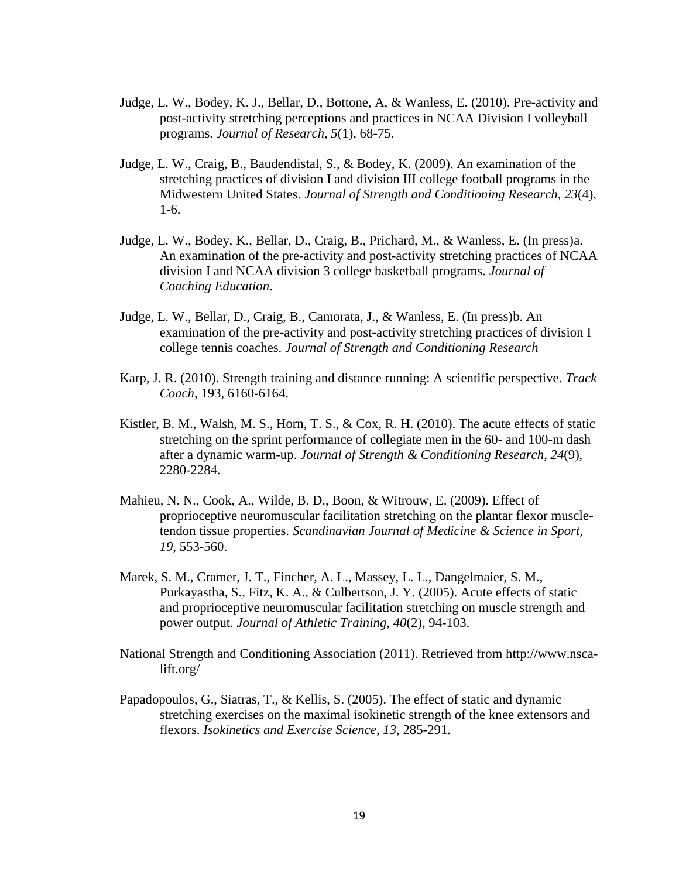Judge, L. W., Bodey, K. J., Bellar, D., Bottone, A, & Wanless, E. (2010). Pre-activity and post-activity stretching perceptions and practices in NCAA Division I volleyball programs. *Journal of Research, 5*(1), 68-75.

Judge, L. W., Craig, B., Baudendistal, S., & Bodey, K. (2009). An examination of the stretching practices of division I and division III college football programs in the Midwestern United States. *Journal of Strength and Conditioning Research, 23*(4), 1-6.

Judge, L. W., Bodey, K., Bellar, D., Craig, B., Prichard, M., & Wanless, E. (In press)a. An examination of the pre-activity and post-activity stretching practices of NCAA division I and NCAA division 3 college basketball programs. *Journal of Coaching Education*.

Judge, L. W., Bellar, D., Craig, B., Camorata, J., & Wanless, E. (In press)b. An examination of the pre-activity and post-activity stretching practices of division I college tennis coaches. *Journal of Strength and Conditioning Research*

Karp, J. R. (2010). Strength training and distance running: A scientific perspective. *Track Coach*, 193, 6160-6164.

Kistler, B. M., Walsh, M. S., Horn, T. S., & Cox, R. H. (2010). The acute effects of static stretching on the sprint performance of collegiate men in the 60- and 100-m dash after a dynamic warm-up. *Journal of Strength & Conditioning Research, 24*(9), 2280-2284.

Mahieu, N. N., Cook, A., Wilde, B. D., Boon, & Witrouw, E. (2009). Effect of proprioceptive neuromuscular facilitation stretching on the plantar flexor muscle-tendon tissue properties. *Scandinavian Journal of Medicine & Science in Sport, 19*, 553-560.

Marek, S. M., Cramer, J. T., Fincher, A. L., Massey, L. L., Dangelmaier, S. M., Purkayastha, S., Fitz, K. A., & Culbertson, J. Y. (2005). Acute effects of static and proprioceptive neuromuscular facilitation stretching on muscle strength and power output. *Journal of Athletic Training, 40*(2), 94-103.

National Strength and Conditioning Association (2011). Retrieved from http://www.nsca-lift.org/

Papadopoulos, G., Siatras, T., & Kellis, S. (2005). The effect of static and dynamic stretching exercises on the maximal isokinetic strength of the knee extensors and flexors. *Isokinetics and Exercise Science*, *13*, 285-291.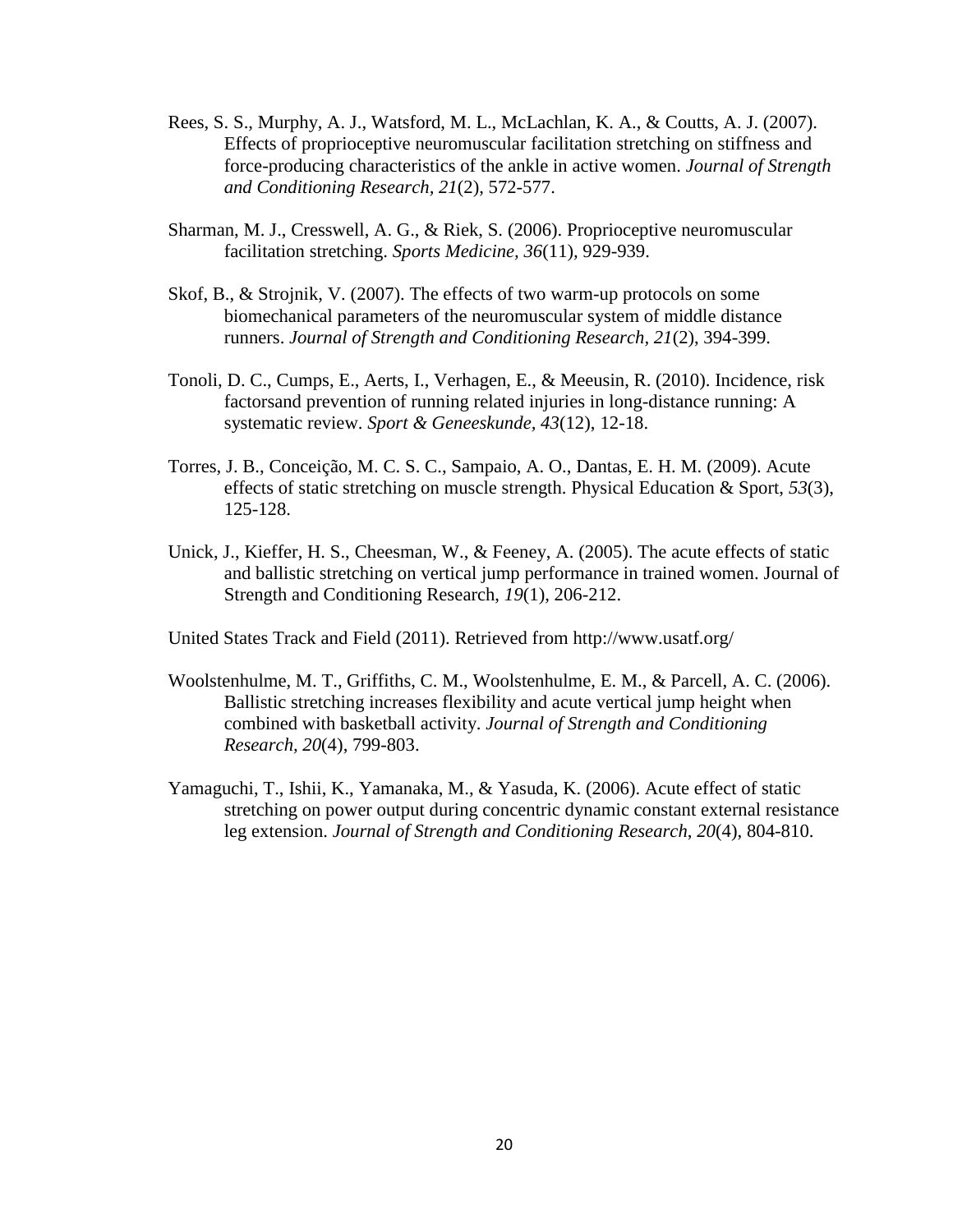Rees, S. S., Murphy, A. J., Watsford, M. L., McLachlan, K. A., & Coutts, A. J. (2007). Effects of proprioceptive neuromuscular facilitation stretching on stiffness and force-producing characteristics of the ankle in active women. *Journal of Strength and Conditioning Research, 21*(2), 572-577.

Sharman, M. J., Cresswell, A. G., & Riek, S. (2006). Proprioceptive neuromuscular facilitation stretching. *Sports Medicine, 36*(11), 929-939.

Skof, B., & Strojnik, V. (2007). The effects of two warm-up protocols on some biomechanical parameters of the neuromuscular system of middle distance runners. *Journal of Strength and Conditioning Research, 21*(2), 394-399.

Tonoli, D. C., Cumps, E., Aerts, I., Verhagen, E., & Meeusin, R. (2010). Incidence, risk factorsand prevention of running related injuries in long-distance running: A systematic review. *Sport & Geneeskunde, 43*(12), 12-18.

Torres, J. B., Conceição, M. C. S. C., Sampaio, A. O., Dantas, E. H. M. (2009). Acute effects of static stretching on muscle strength. Physical Education & Sport, *53*(3), 125-128.

Unick, J., Kieffer, H. S., Cheesman, W., & Feeney, A. (2005). The acute effects of static and ballistic stretching on vertical jump performance in trained women. Journal of Strength and Conditioning Research, *19*(1), 206-212.

United States Track and Field (2011). Retrieved from http://www.usatf.org/

Woolstenhulme, M. T., Griffiths, C. M., Woolstenhulme, E. M., & Parcell, A. C. (2006). Ballistic stretching increases flexibility and acute vertical jump height when combined with basketball activity. *Journal of Strength and Conditioning Research, 20*(4), 799-803.

Yamaguchi, T., Ishii, K., Yamanaka, M., & Yasuda, K. (2006). Acute effect of static stretching on power output during concentric dynamic constant external resistance leg extension. *Journal of Strength and Conditioning Research, 20*(4), 804-810.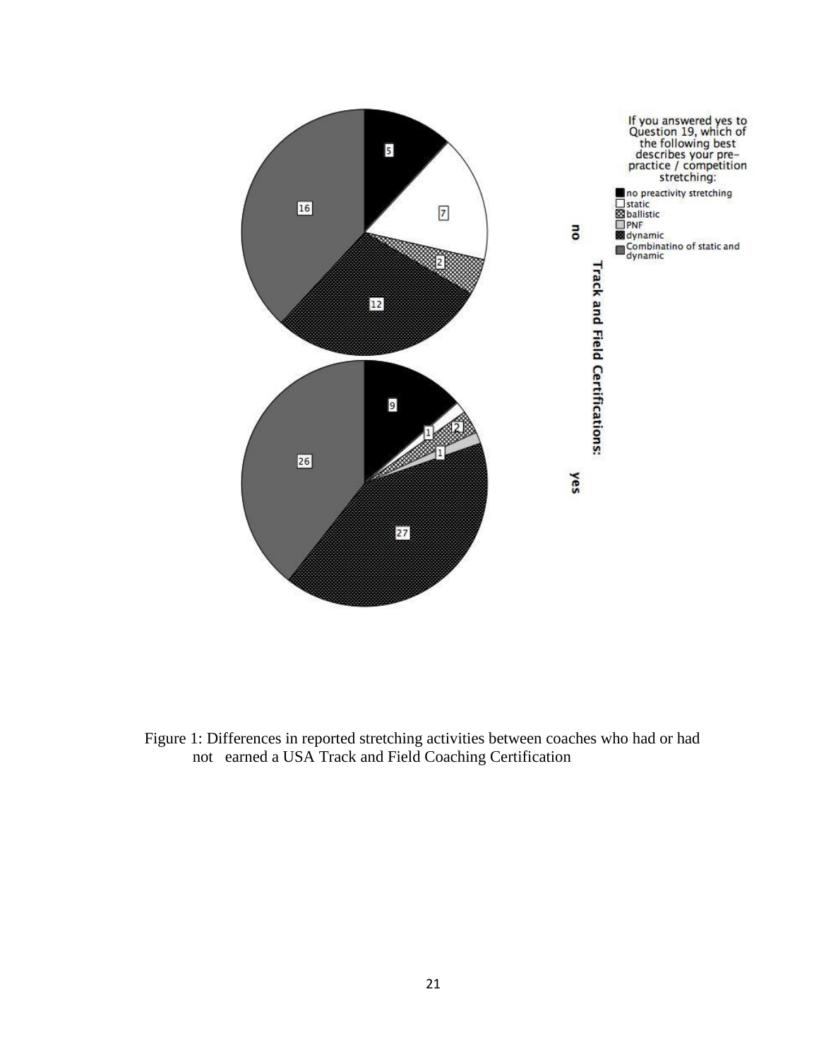If you answered yes to Question 19, which of the following best describes your pre-practice / competition stretching:

- no preactivity stretching
- static
- ballistic
- PNF
- dynamic
- Combinatino of static and dynamic

Track and Field Certifications:

| Stretching | no | yes |
|---|---|---|
| no preactivity stretching | 5 | 9 |
| static | 7 | 1 |
| ballistic | 2 | 2 |
| PNF | | 1 |
| dynamic | 12 | 27 |
| Combinatino of static and dynamic | 16 | 26 |

Figure 1: Differences in reported stretching activities between coaches who had or had not earned a USA Track and Field Coaching Certification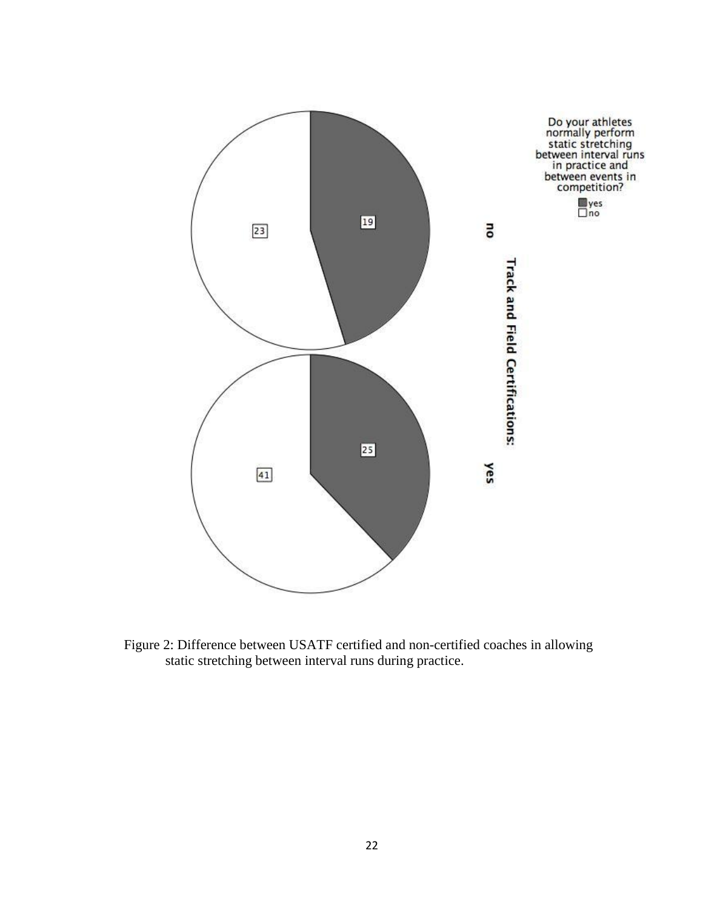Do your athletes normally perform static stretching between interval runs in practice and between events in competition?

yes

no

Track and Field Certifications:

no

19

23

yes

25

41

Figure 2: Difference between USATF certified and non-certified coaches in allowing static stretching between interval runs during practice.